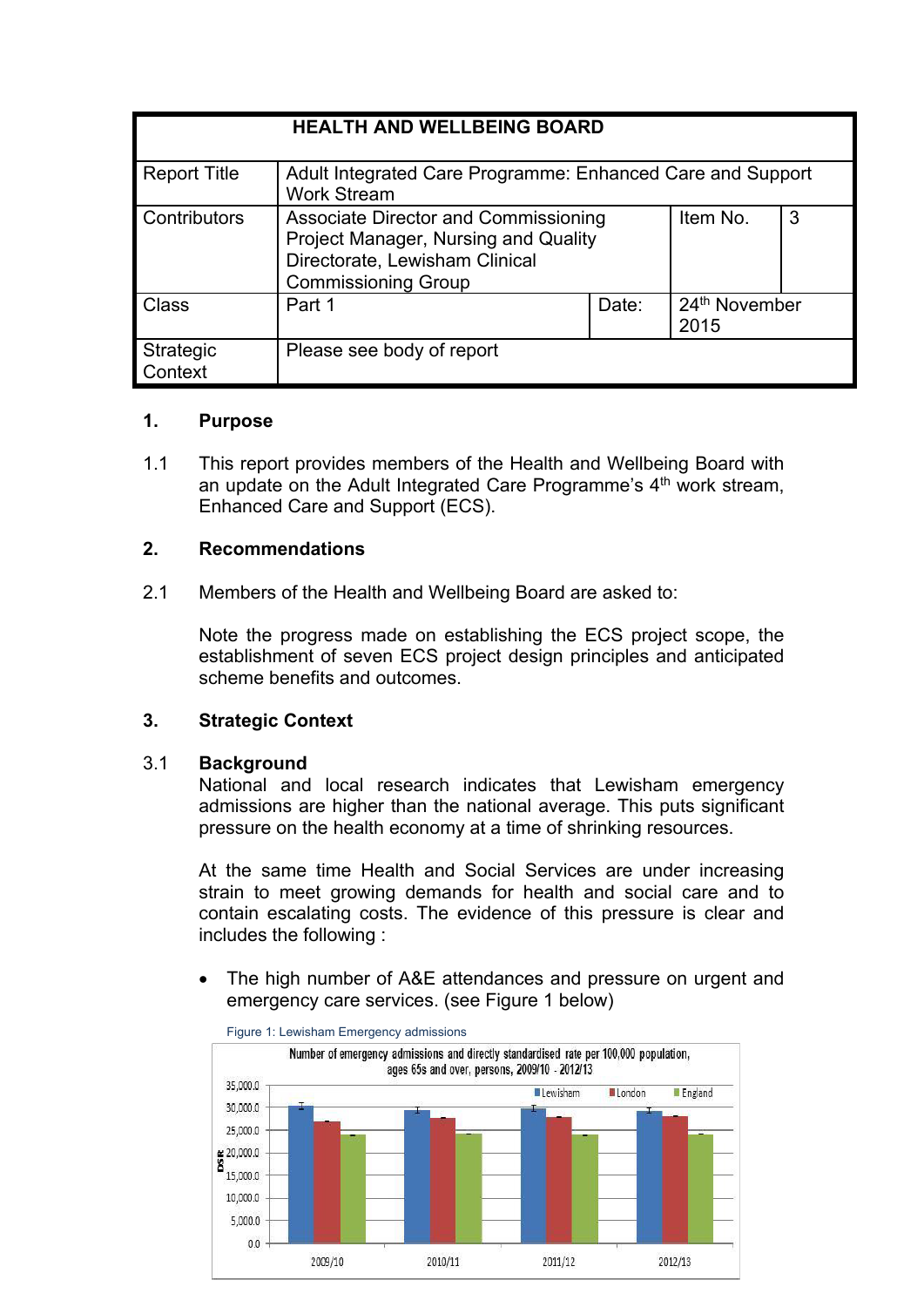| HEALTH AND WELLBEING BOARD | | | | |
|---|---|---|---|---|
| Report Title | Adult Integrated Care Programme: Enhanced Care and Support Work Stream | | | |
| Contributors | Associate Director and Commissioning Project Manager, Nursing and Quality Directorate, Lewisham Clinical Commissioning Group | | Item No. | 3 |
| Class | Part 1 | Date: | 24th November 2015 | |
| Strategic Context | Please see body of report | | | |

## 1. Purpose

1.1 This report provides members of the Health and Wellbeing Board with an update on the Adult Integrated Care Programme's 4th work stream, Enhanced Care and Support (ECS).

## 2. Recommendations

2.1 Members of the Health and Wellbeing Board are asked to:

Note the progress made on establishing the ECS project scope, the establishment of seven ECS project design principles and anticipated scheme benefits and outcomes.

## 3. Strategic Context

### 3.1 Background

National and local research indicates that Lewisham emergency admissions are higher than the national average. This puts significant pressure on the health economy at a time of shrinking resources.

At the same time Health and Social Services are under increasing strain to meet growing demands for health and social care and to contain escalating costs. The evidence of this pressure is clear and includes the following :

- The high number of A&E attendances and pressure on urgent and emergency care services. (see Figure 1 below)

Figure 1: Lewisham Emergency admissions

Number of emergency admissions and directly standardised rate per 100,000 population, ages 65s and over, persons, 2009/10 - 2012/13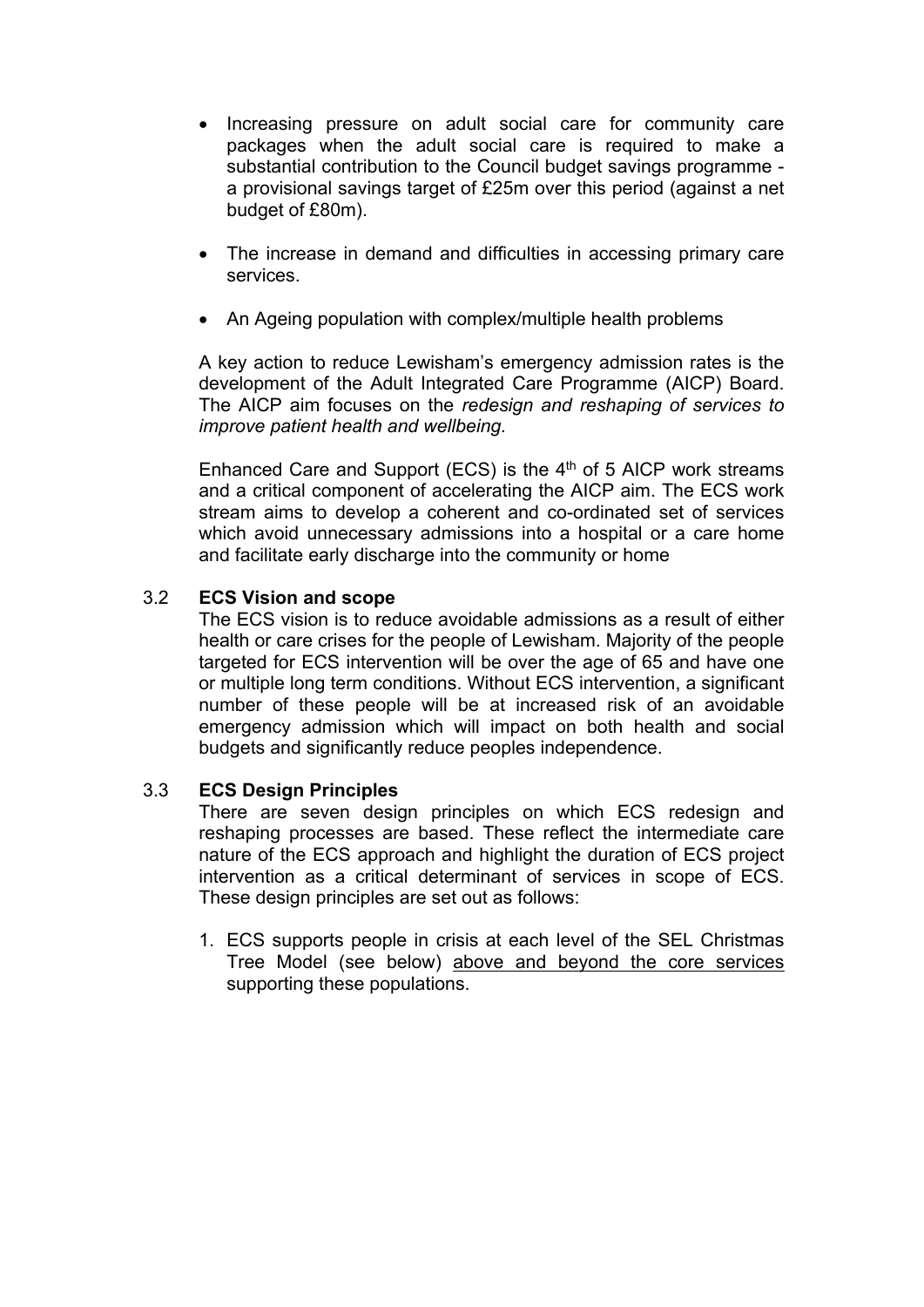- Increasing pressure on adult social care for community care packages when the adult social care is required to make a substantial contribution to the Council budget savings programme - a provisional savings target of £25m over this period (against a net budget of £80m).

- The increase in demand and difficulties in accessing primary care services.

- An Ageing population with complex/multiple health problems

A key action to reduce Lewisham's emergency admission rates is the development of the Adult Integrated Care Programme (AICP) Board. The AICP aim focuses on the *redesign and reshaping of services to improve patient health and wellbeing.*

Enhanced Care and Support (ECS) is the 4th of 5 AICP work streams and a critical component of accelerating the AICP aim. The ECS work stream aims to develop a coherent and co-ordinated set of services which avoid unnecessary admissions into a hospital or a care home and facilitate early discharge into the community or home

3.2 **ECS Vision and scope**

The ECS vision is to reduce avoidable admissions as a result of either health or care crises for the people of Lewisham. Majority of the people targeted for ECS intervention will be over the age of 65 and have one or multiple long term conditions. Without ECS intervention, a significant number of these people will be at increased risk of an avoidable emergency admission which will impact on both health and social budgets and significantly reduce peoples independence.

3.3 **ECS Design Principles**

There are seven design principles on which ECS redesign and reshaping processes are based. These reflect the intermediate care nature of the ECS approach and highlight the duration of ECS project intervention as a critical determinant of services in scope of ECS. These design principles are set out as follows:

1. ECS supports people in crisis at each level of the SEL Christmas Tree Model (see below) <u>above and beyond the core services</u> supporting these populations.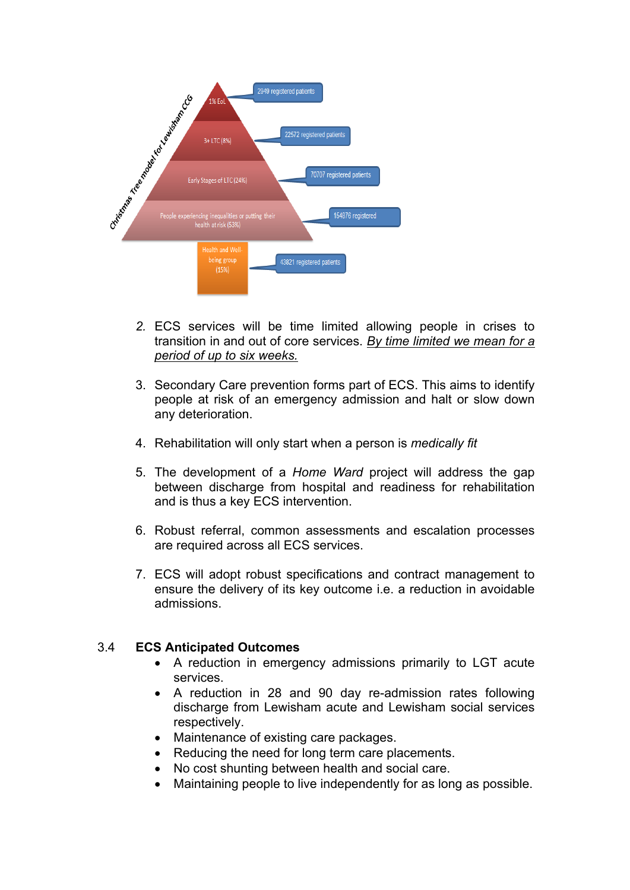Christmas Tree model for Lewisham CCG

1% EoL — 2940 registered patients

3+ LTC (8%) — 22572 registered patients

Early Stages of LTC (24%) — 70707 registered patients

People experiencing inequalities or putting their health at risk (53%) — 154876 registered

Health and Well-being group (15%) — 43821 registered patients

2. ECS services will be time limited allowing people in crises to transition in and out of core services. By time limited we mean for a period of up to six weeks.

3. Secondary Care prevention forms part of ECS. This aims to identify people at risk of an emergency admission and halt or slow down any deterioration.

4. Rehabilitation will only start when a person is *medically fit*

5. The development of a *Home Ward* project will address the gap between discharge from hospital and readiness for rehabilitation and is thus a key ECS intervention.

6. Robust referral, common assessments and escalation processes are required across all ECS services.

7. ECS will adopt robust specifications and contract management to ensure the delivery of its key outcome i.e. a reduction in avoidable admissions.

### 3.4 ECS Anticipated Outcomes

- A reduction in emergency admissions primarily to LGT acute services.
- A reduction in 28 and 90 day re-admission rates following discharge from Lewisham acute and Lewisham social services respectively.
- Maintenance of existing care packages.
- Reducing the need for long term care placements.
- No cost shunting between health and social care.
- Maintaining people to live independently for as long as possible.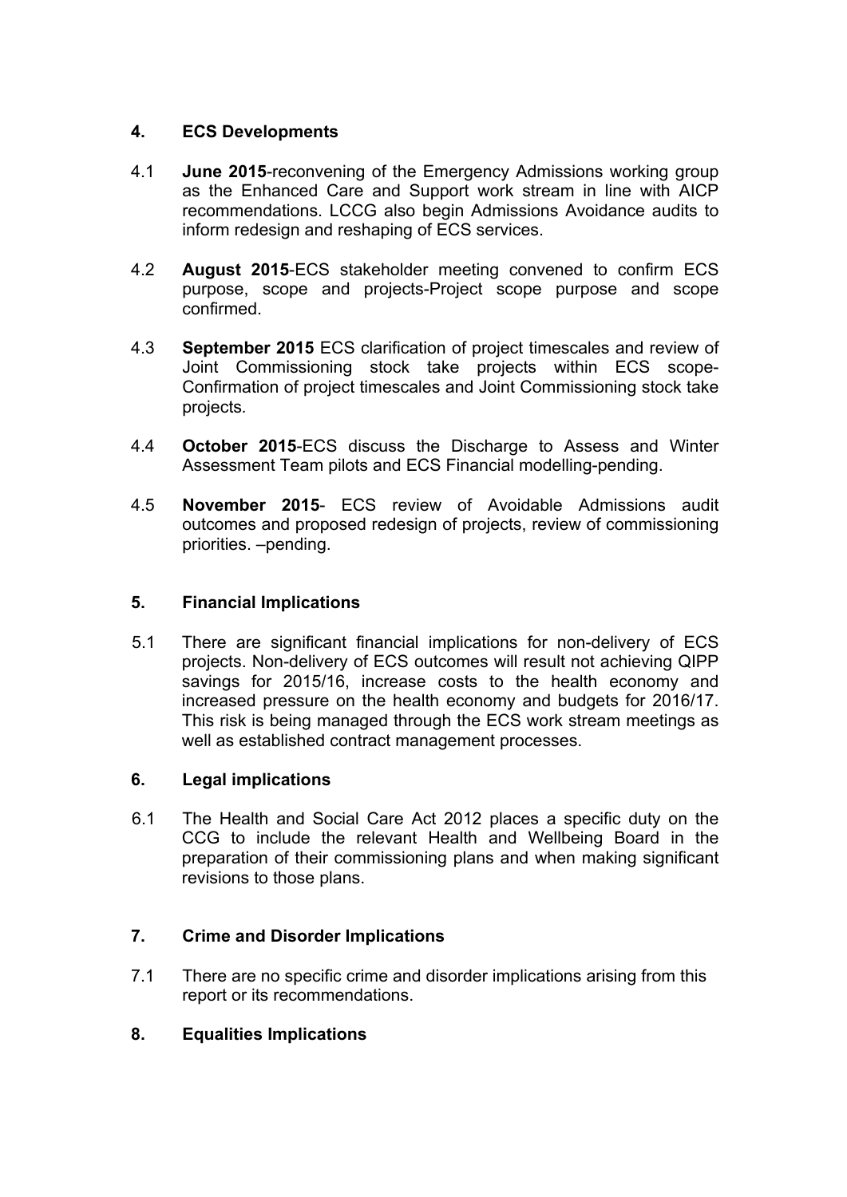## 4. ECS Developments

4.1 **June 2015**-reconvening of the Emergency Admissions working group as the Enhanced Care and Support work stream in line with AICP recommendations. LCCG also begin Admissions Avoidance audits to inform redesign and reshaping of ECS services.

4.2 **August 2015**-ECS stakeholder meeting convened to confirm ECS purpose, scope and projects-Project scope purpose and scope confirmed.

4.3 **September 2015** ECS clarification of project timescales and review of Joint Commissioning stock take projects within ECS scope-Confirmation of project timescales and Joint Commissioning stock take projects.

4.4 **October 2015**-ECS discuss the Discharge to Assess and Winter Assessment Team pilots and ECS Financial modelling-pending.

4.5 **November 2015**- ECS review of Avoidable Admissions audit outcomes and proposed redesign of projects, review of commissioning priorities. –pending.

## 5. Financial Implications

5.1 There are significant financial implications for non-delivery of ECS projects. Non-delivery of ECS outcomes will result not achieving QIPP savings for 2015/16, increase costs to the health economy and increased pressure on the health economy and budgets for 2016/17. This risk is being managed through the ECS work stream meetings as well as established contract management processes.

## 6. Legal implications

6.1 The Health and Social Care Act 2012 places a specific duty on the CCG to include the relevant Health and Wellbeing Board in the preparation of their commissioning plans and when making significant revisions to those plans.

## 7. Crime and Disorder Implications

7.1 There are no specific crime and disorder implications arising from this report or its recommendations.

## 8. Equalities Implications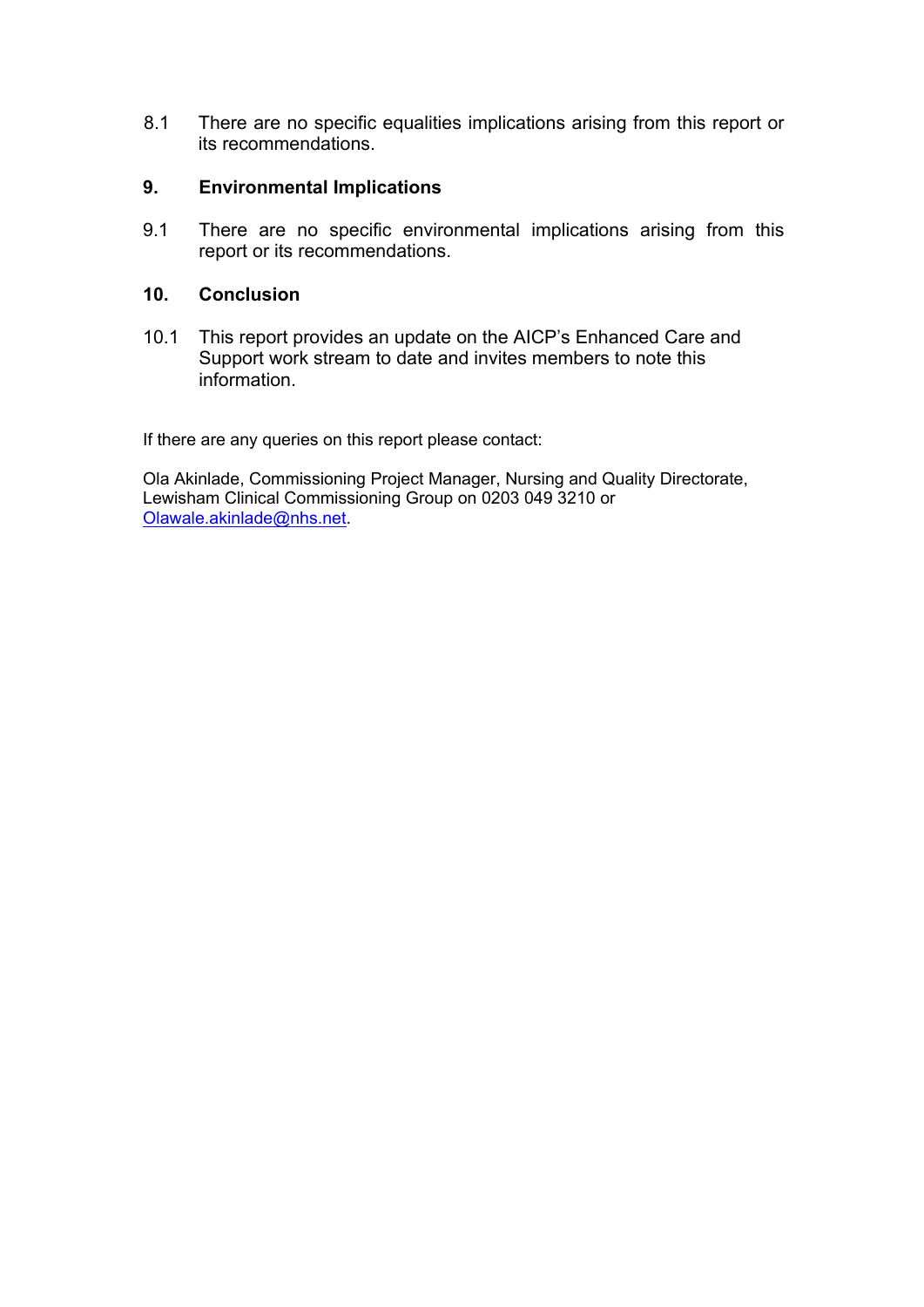8.1 There are no specific equalities implications arising from this report or its recommendations.

## 9. Environmental Implications

9.1 There are no specific environmental implications arising from this report or its recommendations.

## 10. Conclusion

10.1 This report provides an update on the AICP's Enhanced Care and Support work stream to date and invites members to note this information.

If there are any queries on this report please contact:

Ola Akinlade, Commissioning Project Manager, Nursing and Quality Directorate, Lewisham Clinical Commissioning Group on 0203 049 3210 or Olawale.akinlade@nhs.net.